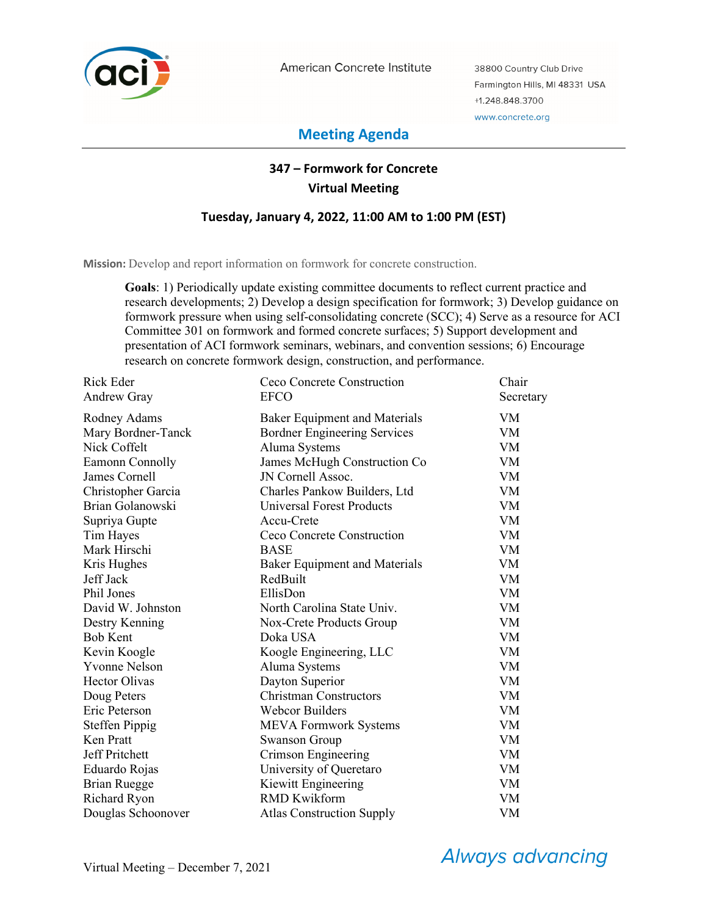American Concrete Institute

38800 Country Club Drive
Farmington Hills, MI 48331 USA
+1.248.848.3700
www.concrete.org

# Meeting Agenda

## 347 – Formwork for Concrete
## Virtual Meeting

### Tuesday, January 4, 2022, 11:00 AM to 1:00 PM (EST)

**Mission:** Develop and report information on formwork for concrete construction.

**Goals**: 1) Periodically update existing committee documents to reflect current practice and research developments; 2) Develop a design specification for formwork; 3) Develop guidance on formwork pressure when using self-consolidating concrete (SCC); 4) Serve as a resource for ACI Committee 301 on formwork and formed concrete surfaces; 5) Support development and presentation of ACI formwork seminars, webinars, and convention sessions; 6) Encourage research on concrete formwork design, construction, and performance.

| Name | Company | Role |
|---|---|---|
| Rick Eder | Ceco Concrete Construction | Chair |
| Andrew Gray | EFCO | Secretary |
| Rodney Adams | Baker Equipment and Materials | VM |
| Mary Bordner-Tanck | Bordner Engineering Services | VM |
| Nick Coffelt | Aluma Systems | VM |
| Eamonn Connolly | James McHugh Construction Co | VM |
| James Cornell | JN Cornell Assoc. | VM |
| Christopher Garcia | Charles Pankow Builders, Ltd | VM |
| Brian Golanowski | Universal Forest Products | VM |
| Supriya Gupte | Accu-Crete | VM |
| Tim Hayes | Ceco Concrete Construction | VM |
| Mark Hirschi | BASE | VM |
| Kris Hughes | Baker Equipment and Materials | VM |
| Jeff Jack | RedBuilt | VM |
| Phil Jones | EllisDon | VM |
| David W. Johnston | North Carolina State Univ. | VM |
| Destry Kenning | Nox-Crete Products Group | VM |
| Bob Kent | Doka USA | VM |
| Kevin Koogle | Koogle Engineering, LLC | VM |
| Yvonne Nelson | Aluma Systems | VM |
| Hector Olivas | Dayton Superior | VM |
| Doug Peters | Christman Constructors | VM |
| Eric Peterson | Webcor Builders | VM |
| Steffen Pippig | MEVA Formwork Systems | VM |
| Ken Pratt | Swanson Group | VM |
| Jeff Pritchett | Crimson Engineering | VM |
| Eduardo Rojas | University of Queretaro | VM |
| Brian Ruegge | Kiewitt Engineering | VM |
| Richard Ryon | RMD Kwikform | VM |
| Douglas Schoonover | Atlas Construction Supply | VM |

Virtual Meeting – December 7, 2021

*Always advancing*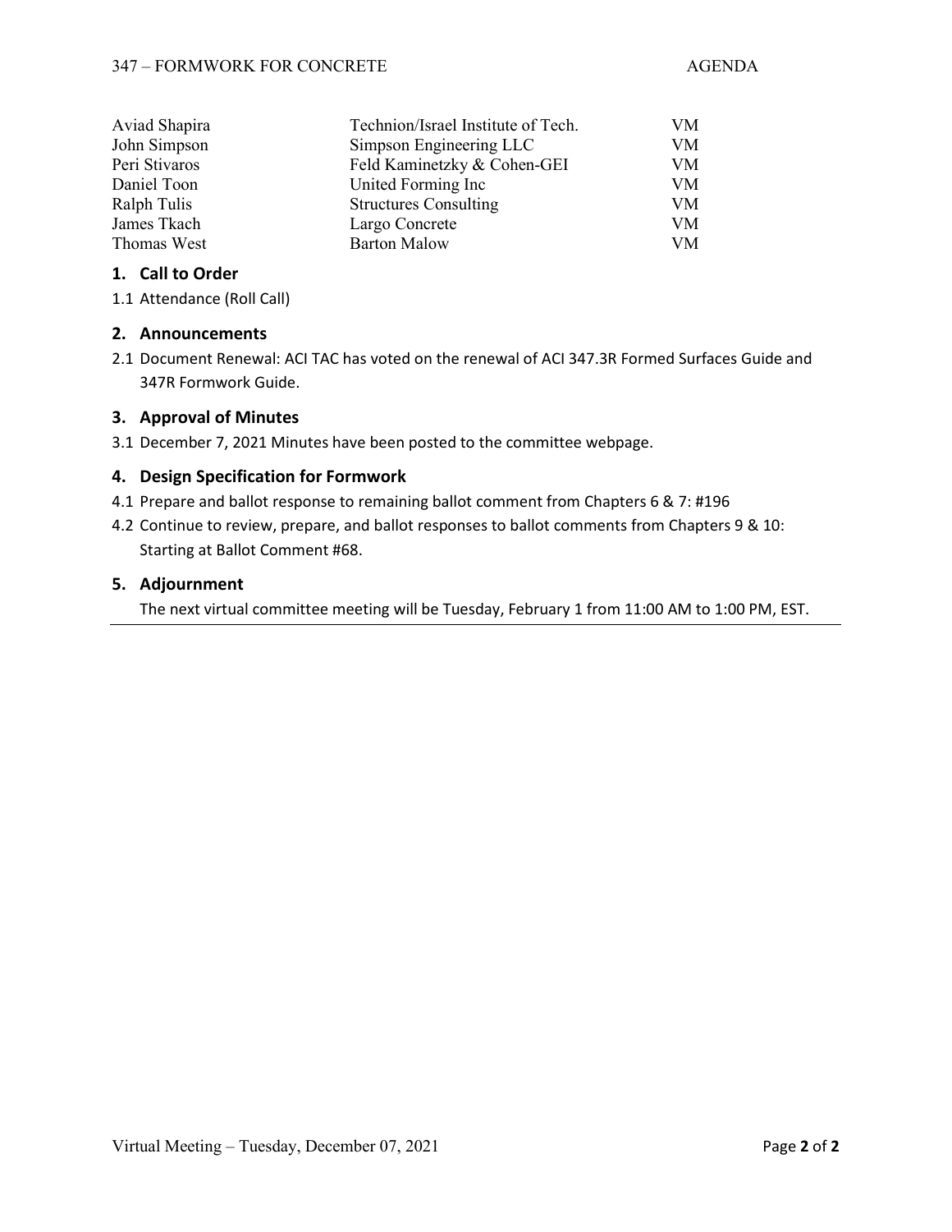| | | |
|---|---|---|
| Aviad Shapira | Technion/Israel Institute of Tech. | VM |
| John Simpson | Simpson Engineering LLC | VM |
| Peri Stivaros | Feld Kaminetzky & Cohen-GEI | VM |
| Daniel Toon | United Forming Inc | VM |
| Ralph Tulis | Structures Consulting | VM |
| James Tkach | Largo Concrete | VM |
| Thomas West | Barton Malow | VM |

## 1. Call to Order

1.1 Attendance (Roll Call)

## 2. Announcements

2.1 Document Renewal: ACI TAC has voted on the renewal of ACI 347.3R Formed Surfaces Guide and 347R Formwork Guide.

## 3. Approval of Minutes

3.1 December 7, 2021 Minutes have been posted to the committee webpage.

## 4. Design Specification for Formwork

4.1 Prepare and ballot response to remaining ballot comment from Chapters 6 & 7: #196

4.2 Continue to review, prepare, and ballot responses to ballot comments from Chapters 9 & 10: Starting at Ballot Comment #68.

## 5. Adjournment

The next virtual committee meeting will be Tuesday, February 1 from 11:00 AM to 1:00 PM, EST.